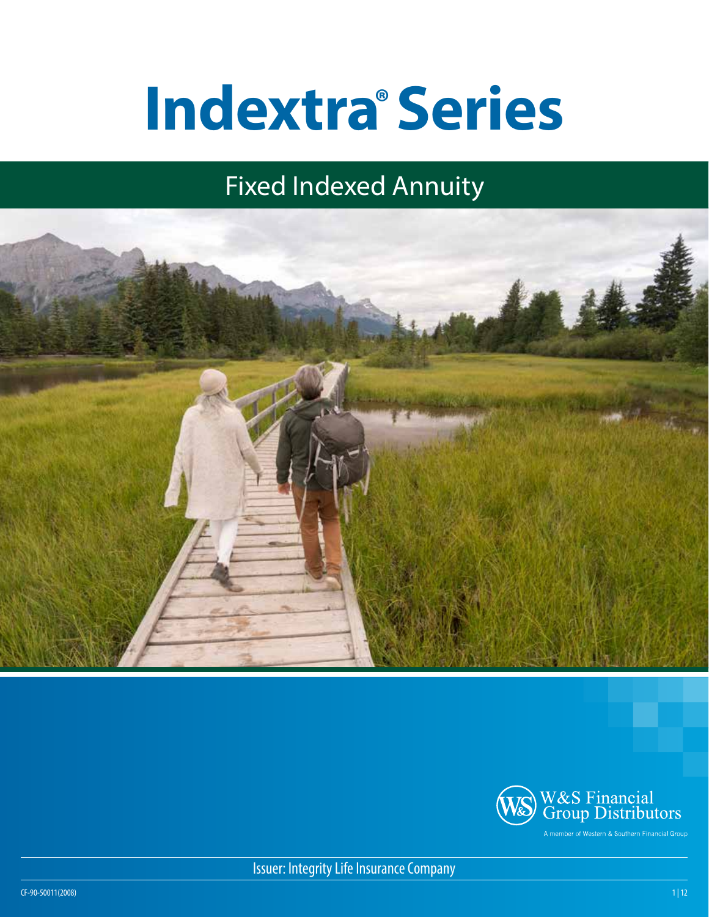# Indextra® Series

## Fixed Indexed Annuity

W&S Financial Group Distributors

A member of Western & Southern Financial Group

Issuer: Integrity Life Insurance Company

CF-90-50011(2008)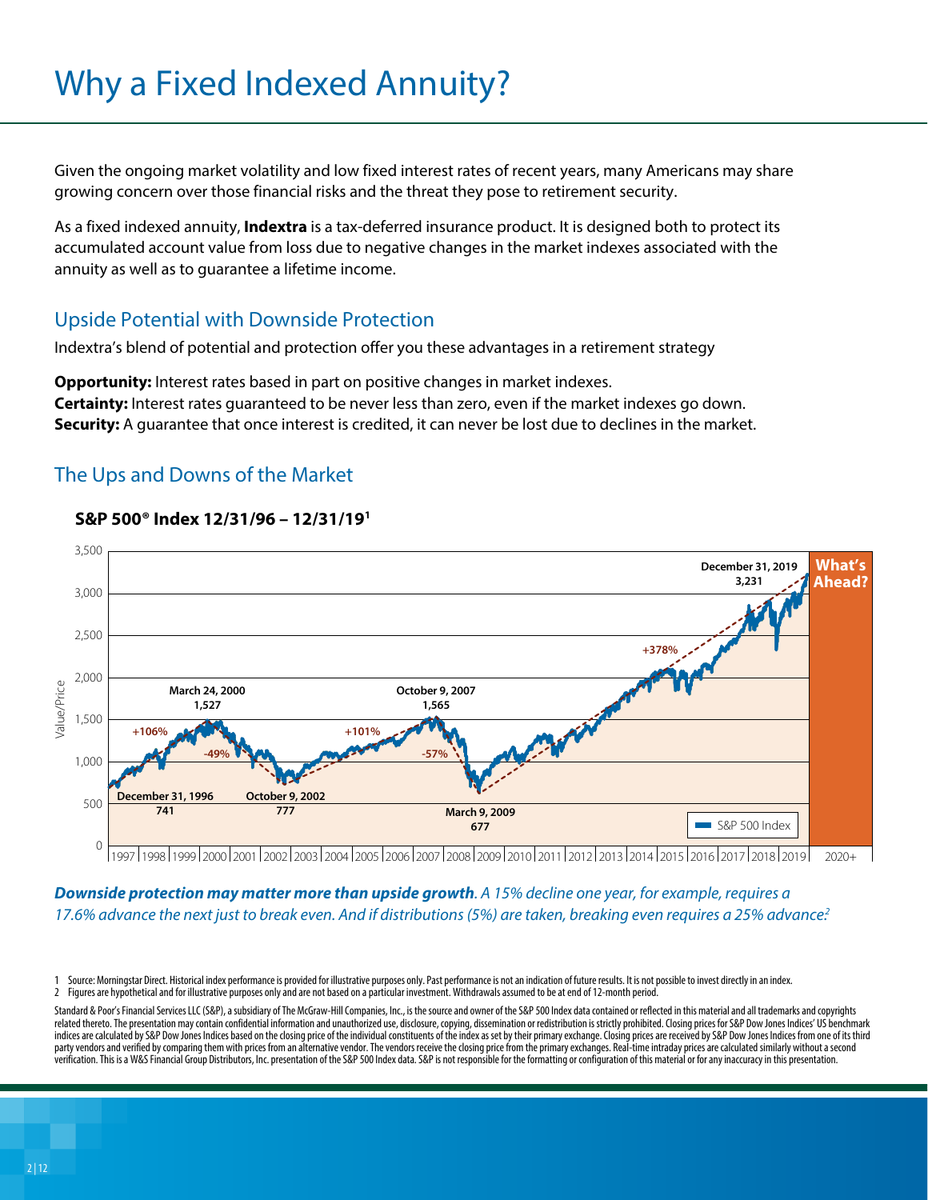# Why a Fixed Indexed Annuity?

Given the ongoing market volatility and low fixed interest rates of recent years, many Americans may share growing concern over those financial risks and the threat they pose to retirement security.

As a fixed indexed annuity, **Indextra** is a tax-deferred insurance product. It is designed both to protect its accumulated account value from loss due to negative changes in the market indexes associated with the annuity as well as to guarantee a lifetime income.

## Upside Potential with Downside Protection

Indextra's blend of potential and protection offer you these advantages in a retirement strategy

**Opportunity:** Interest rates based in part on positive changes in market indexes.
**Certainty:** Interest rates guaranteed to be never less than zero, even if the market indexes go down.
**Security:** A guarantee that once interest is credited, it can never be lost due to declines in the market.

## The Ups and Downs of the Market

**S&P 500® Index 12/31/96 – 12/31/19[1]**

December 31, 1996: 741 · +106% · March 24, 2000: 1,527 · -49% · October 9, 2002: 777 · +101% · October 9, 2007: 1,565 · -57% · March 9, 2009: 677 · +378% · December 31, 2019: 3,231 · What's Ahead? (2020+)

***Downside protection may matter more than upside growth**. A 15% decline one year, for example, requires a 17.6% advance the next just to break even. And if distributions (5%) are taken, breaking even requires a 25% advance.[2]*

1 Source: Morningstar Direct. Historical index performance is provided for illustrative purposes only. Past performance is not an indication of future results. It is not possible to invest directly in an index.
2 Figures are hypothetical and for illustrative purposes only and are not based on a particular investment. Withdrawals assumed to be at end of 12-month period.

Standard & Poor's Financial Services LLC (S&P), a subsidiary of The McGraw-Hill Companies, Inc., is the source and owner of the S&P 500 Index data contained or reflected in this material and all trademarks and copyrights related thereto. The presentation may contain confidential information and unauthorized use, disclosure, copying, dissemination or redistribution is strictly prohibited. Closing prices for S&P Dow Jones Indices' US benchmark indices are calculated by S&P Dow Jones Indices based on the closing price of the individual constituents of the index as set by their primary exchange. Closing prices are received by S&P Dow Jones Indices from one of its third party vendors and verified by comparing them with prices from an alternative vendor. The vendors receive the closing price from the primary exchanges. Real-time intraday prices are calculated similarly without a second verification. This is a W&S Financial Group Distributors, Inc. presentation of the S&P 500 Index data. S&P is not responsible for the formatting or configuration of this material or for any inaccuracy in this presentation.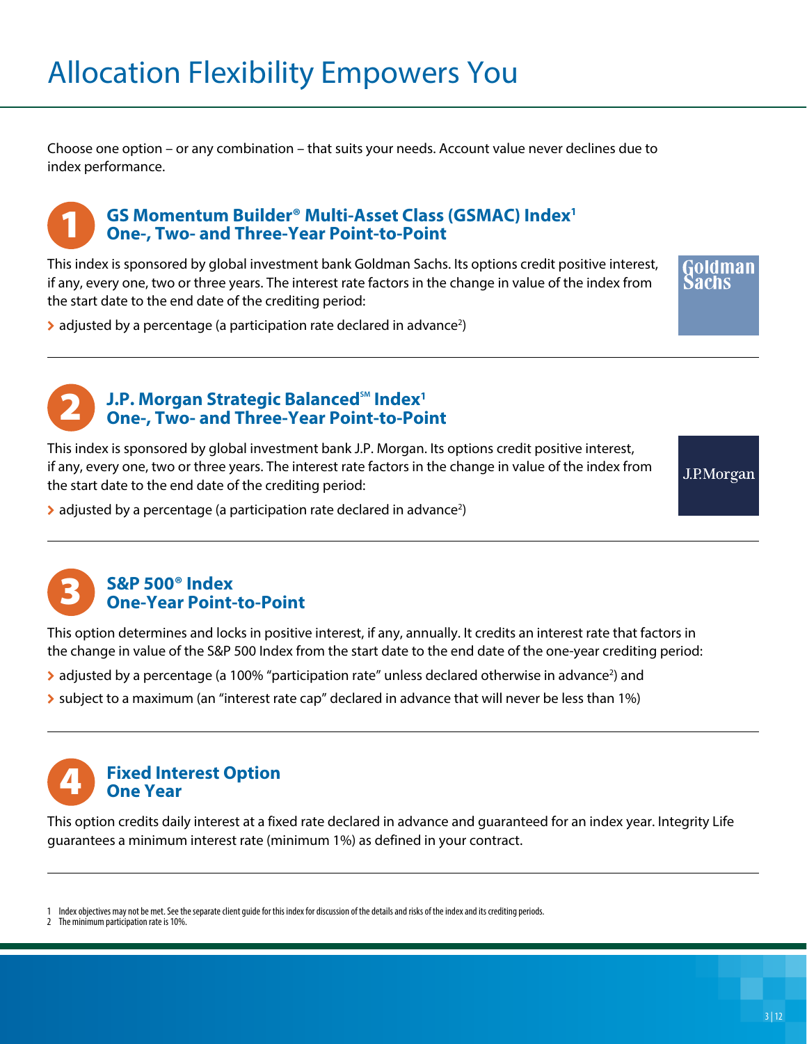# Allocation Flexibility Empowers You

Choose one option – or any combination – that suits your needs. Account value never declines due to index performance.

## 1 GS Momentum Builder® Multi-Asset Class (GSMAC) Index[1] One-, Two- and Three-Year Point-to-Point

This index is sponsored by global investment bank Goldman Sachs. Its options credit positive interest, if any, every one, two or three years. The interest rate factors in the change in value of the index from the start date to the end date of the crediting period:

- adjusted by a percentage (a participation rate declared in advance[2])

## 2 J.P. Morgan Strategic Balanced℠ Index[1] One-, Two- and Three-Year Point-to-Point

This index is sponsored by global investment bank J.P. Morgan. Its options credit positive interest, if any, every one, two or three years. The interest rate factors in the change in value of the index from the start date to the end date of the crediting period:

- adjusted by a percentage (a participation rate declared in advance[2])

## 3 S&P 500® Index One-Year Point-to-Point

This option determines and locks in positive interest, if any, annually. It credits an interest rate that factors in the change in value of the S&P 500 Index from the start date to the end date of the one-year crediting period:

- adjusted by a percentage (a 100% "participation rate" unless declared otherwise in advance[2]) and
- subject to a maximum (an "interest rate cap" declared in advance that will never be less than 1%)

## 4 Fixed Interest Option One Year

This option credits daily interest at a fixed rate declared in advance and guaranteed for an index year. Integrity Life guarantees a minimum interest rate (minimum 1%) as defined in your contract.

1 Index objectives may not be met. See the separate client guide for this index for discussion of the details and risks of the index and its crediting periods.
2 The minimum participation rate is 10%.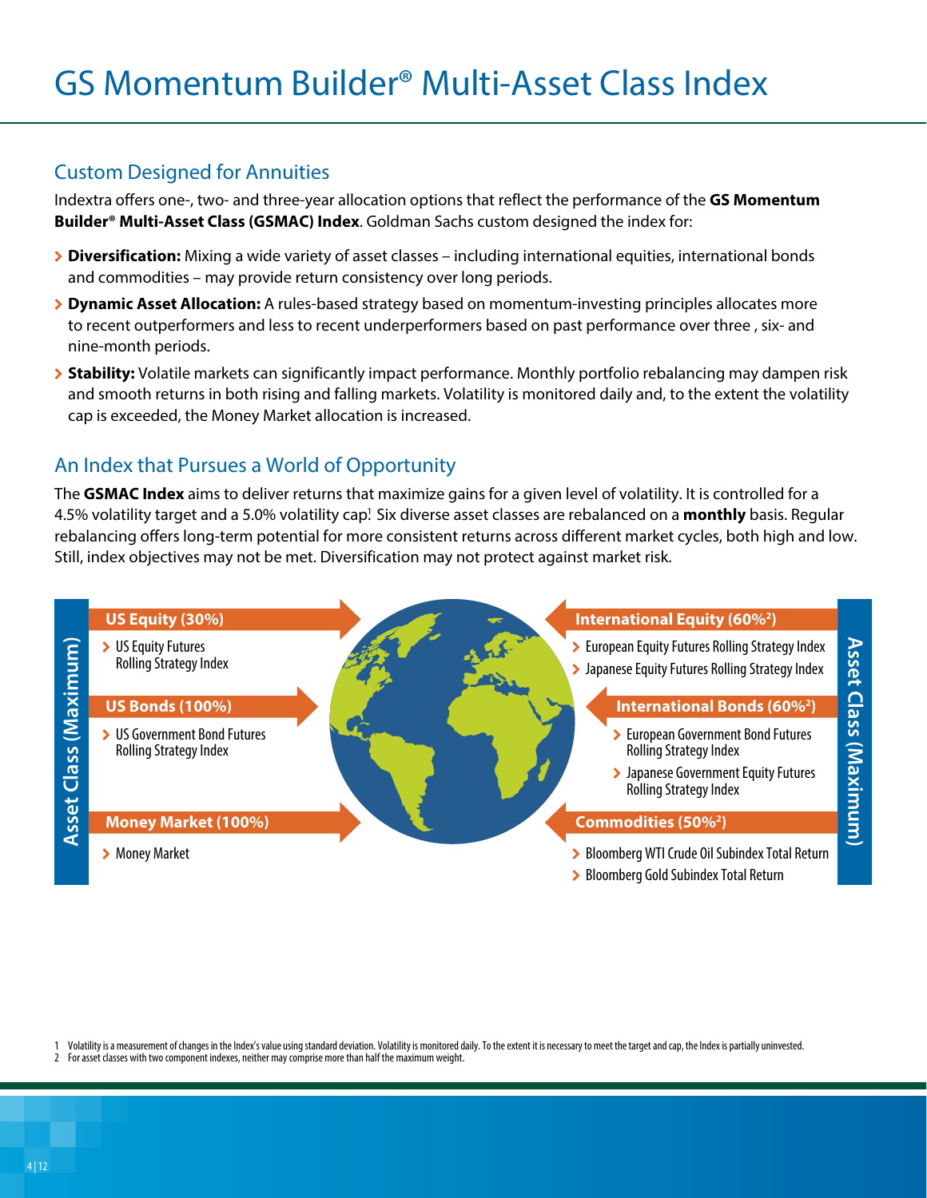# GS Momentum Builder® Multi-Asset Class Index

## Custom Designed for Annuities

Indextra offers one-, two- and three-year allocation options that reflect the performance of the **GS Momentum Builder® Multi-Asset Class (GSMAC) Index**. Goldman Sachs custom designed the index for:

- **Diversification:** Mixing a wide variety of asset classes – including international equities, international bonds and commodities – may provide return consistency over long periods.
- **Dynamic Asset Allocation:** A rules-based strategy based on momentum-investing principles allocates more to recent outperformers and less to recent underperformers based on past performance over three , six- and nine-month periods.
- **Stability:** Volatile markets can significantly impact performance. Monthly portfolio rebalancing may dampen risk and smooth returns in both rising and falling markets. Volatility is monitored daily and, to the extent the volatility cap is exceeded, the Money Market allocation is increased.

## An Index that Pursues a World of Opportunity

The **GSMAC Index** aims to deliver returns that maximize gains for a given level of volatility. It is controlled for a 4.5% volatility target and a 5.0% volatility cap[1] Six diverse asset classes are rebalanced on a **monthly** basis. Regular rebalancing offers long-term potential for more consistent returns across different market cycles, both high and low. Still, index objectives may not be met. Diversification may not protect against market risk.

**Asset Class (Maximum)**

**US Equity (30%)**
- US Equity Futures Rolling Strategy Index

**US Bonds (100%)**
- US Government Bond Futures Rolling Strategy Index

**Money Market (100%)**
- Money Market

**International Equity (60%[2])**
- European Equity Futures Rolling Strategy Index
- Japanese Equity Futures Rolling Strategy Index

**International Bonds (60%[2])**
- European Government Bond Futures Rolling Strategy Index
- Japanese Government Equity Futures Rolling Strategy Index

**Commodities (50%[2])**
- Bloomberg WTI Crude Oil Subindex Total Return
- Bloomberg Gold Subindex Total Return

1 Volatility is a measurement of changes in the Index's value using standard deviation. Volatility is monitored daily. To the extent it is necessary to meet the target and cap, the Index is partially uninvested.
2 For asset classes with two component indexes, neither may comprise more than half the maximum weight.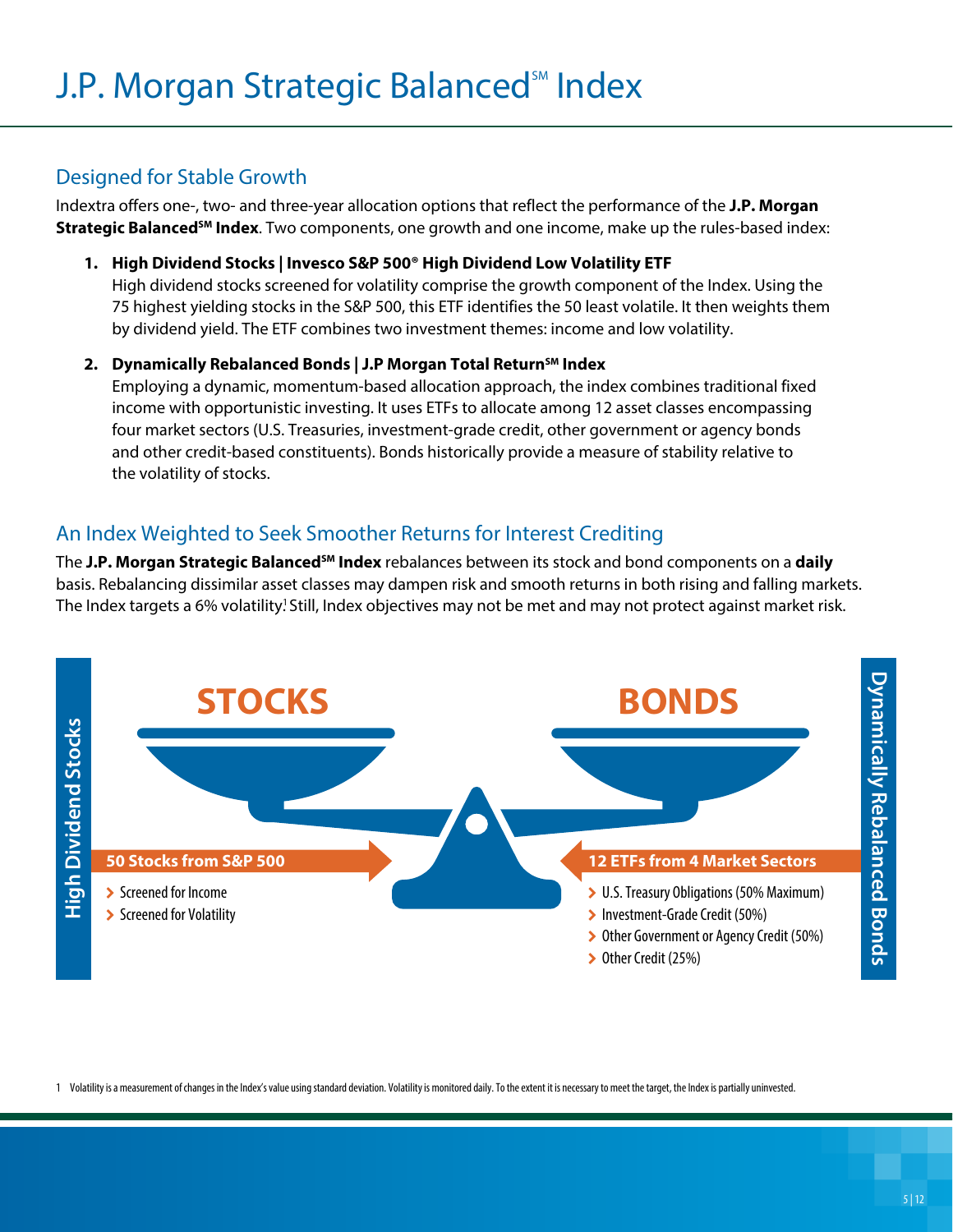# J.P. Morgan Strategic Balanced℠ Index

## Designed for Stable Growth

Indextra offers one-, two- and three-year allocation options that reflect the performance of the **J.P. Morgan Strategic Balanced℠ Index**. Two components, one growth and one income, make up the rules-based index:

1. **High Dividend Stocks | Invesco S&P 500® High Dividend Low Volatility ETF**
   High dividend stocks screened for volatility comprise the growth component of the Index. Using the 75 highest yielding stocks in the S&P 500, this ETF identifies the 50 least volatile. It then weights them by dividend yield. The ETF combines two investment themes: income and low volatility.

2. **Dynamically Rebalanced Bonds | J.P Morgan Total Return℠ Index**
   Employing a dynamic, momentum-based allocation approach, the index combines traditional fixed income with opportunistic investing. It uses ETFs to allocate among 12 asset classes encompassing four market sectors (U.S. Treasuries, investment-grade credit, other government or agency bonds and other credit-based constituents). Bonds historically provide a measure of stability relative to the volatility of stocks.

## An Index Weighted to Seek Smoother Returns for Interest Crediting

The **J.P. Morgan Strategic Balanced℠ Index** rebalances between its stock and bond components on a **daily** basis. Rebalancing dissimilar asset classes may dampen risk and smooth returns in both rising and falling markets. The Index targets a 6% volatility.[1] Still, Index objectives may not be met and may not protect against market risk.

**High Dividend Stocks**

**STOCKS**

**50 Stocks from S&P 500**

- Screened for Income
- Screened for Volatility

**Dynamically Rebalanced Bonds**

**BONDS**

**12 ETFs from 4 Market Sectors**

- U.S. Treasury Obligations (50% Maximum)
- Investment-Grade Credit (50%)
- Other Government or Agency Credit (50%)
- Other Credit (25%)

1 Volatility is a measurement of changes in the Index's value using standard deviation. Volatility is monitored daily. To the extent it is necessary to meet the target, the Index is partially uninvested.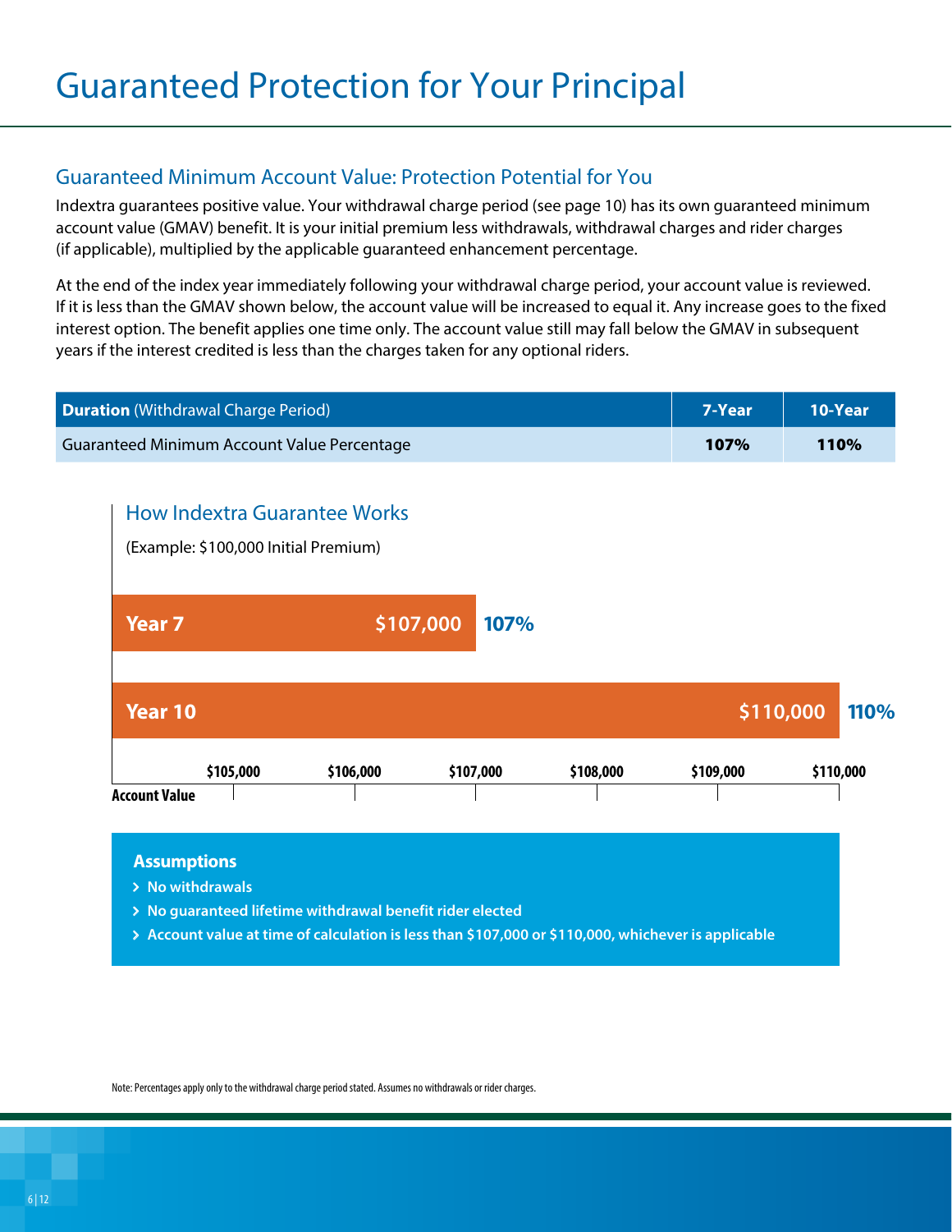# Guaranteed Protection for Your Principal

## Guaranteed Minimum Account Value: Protection Potential for You

Indextra guarantees positive value. Your withdrawal charge period (see page 10) has its own guaranteed minimum account value (GMAV) benefit. It is your initial premium less withdrawals, withdrawal charges and rider charges (if applicable), multiplied by the applicable guaranteed enhancement percentage.

At the end of the index year immediately following your withdrawal charge period, your account value is reviewed. If it is less than the GMAV shown below, the account value will be increased to equal it. Any increase goes to the fixed interest option. The benefit applies one time only. The account value still may fall below the GMAV in subsequent years if the interest credited is less than the charges taken for any optional riders.

| **Duration** (Withdrawal Charge Period) | **7-Year** | **10-Year** |
|---|---|---|
| Guaranteed Minimum Account Value Percentage | **107%** | **110%** |

### How Indextra Guarantee Works

(Example: $100,000 Initial Premium)

| | Account Value | Percentage |
|---|---|---|
| **Year 7** | $107,000 | **107%** |
| **Year 10** | $110,000 | **110%** |

**Account Value:** $105,000 | $106,000 | $107,000 | $108,000 | $109,000 | $110,000

**Assumptions**

- **No withdrawals**
- **No guaranteed lifetime withdrawal benefit rider elected**
- **Account value at time of calculation is less than $107,000 or $110,000, whichever is applicable**

Note: Percentages apply only to the withdrawal charge period stated. Assumes no withdrawals or rider charges.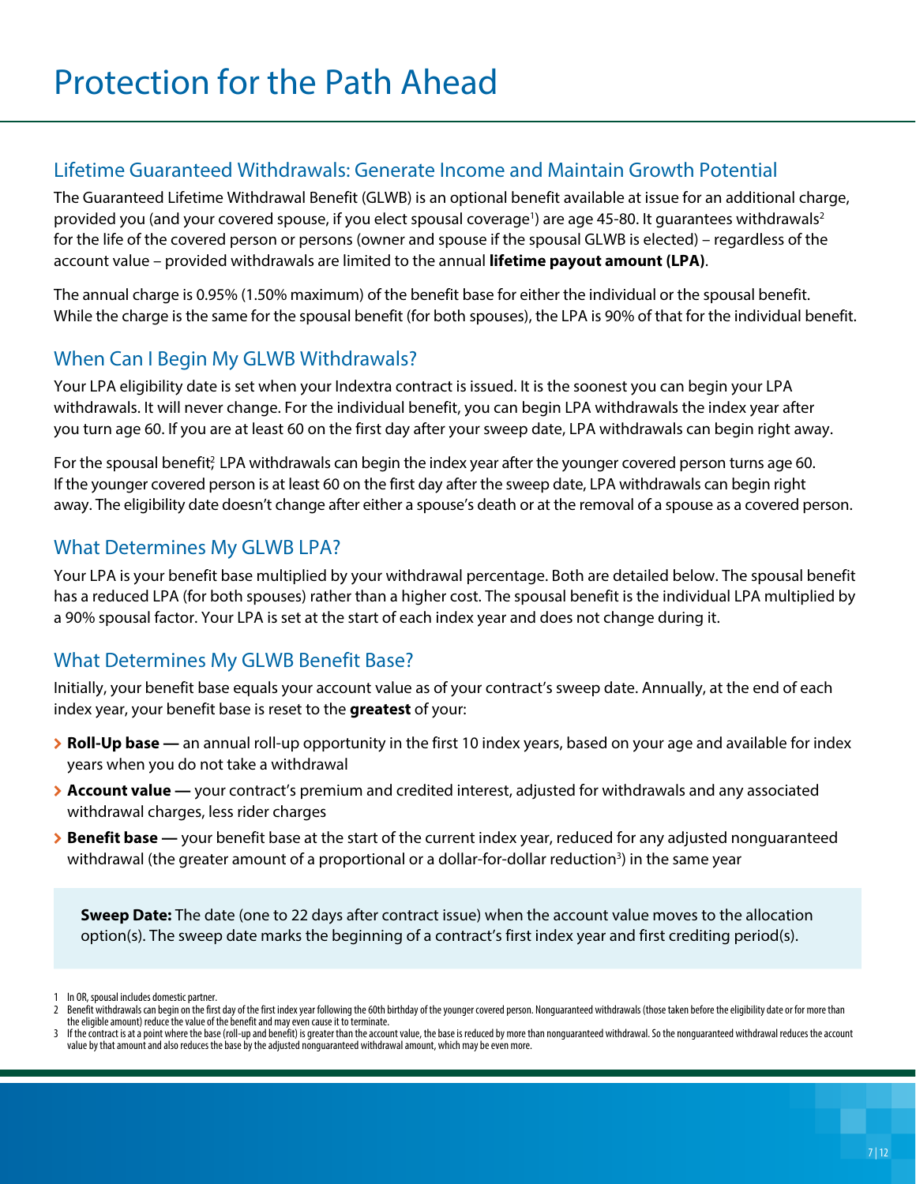# Protection for the Path Ahead

## Lifetime Guaranteed Withdrawals: Generate Income and Maintain Growth Potential

The Guaranteed Lifetime Withdrawal Benefit (GLWB) is an optional benefit available at issue for an additional charge, provided you (and your covered spouse, if you elect spousal coverage[1]) are age 45-80. It guarantees withdrawals[2] for the life of the covered person or persons (owner and spouse if the spousal GLWB is elected) – regardless of the account value – provided withdrawals are limited to the annual **lifetime payout amount (LPA)**.

The annual charge is 0.95% (1.50% maximum) of the benefit base for either the individual or the spousal benefit. While the charge is the same for the spousal benefit (for both spouses), the LPA is 90% of that for the individual benefit.

## When Can I Begin My GLWB Withdrawals?

Your LPA eligibility date is set when your Indextra contract is issued. It is the soonest you can begin your LPA withdrawals. It will never change. For the individual benefit, you can begin LPA withdrawals the index year after you turn age 60. If you are at least 60 on the first day after your sweep date, LPA withdrawals can begin right away.

For the spousal benefit[2] LPA withdrawals can begin the index year after the younger covered person turns age 60. If the younger covered person is at least 60 on the first day after the sweep date, LPA withdrawals can begin right away. The eligibility date doesn't change after either a spouse's death or at the removal of a spouse as a covered person.

## What Determines My GLWB LPA?

Your LPA is your benefit base multiplied by your withdrawal percentage. Both are detailed below. The spousal benefit has a reduced LPA (for both spouses) rather than a higher cost. The spousal benefit is the individual LPA multiplied by a 90% spousal factor. Your LPA is set at the start of each index year and does not change during it.

## What Determines My GLWB Benefit Base?

Initially, your benefit base equals your account value as of your contract's sweep date. Annually, at the end of each index year, your benefit base is reset to the **greatest** of your:

- **Roll-Up base —** an annual roll-up opportunity in the first 10 index years, based on your age and available for index years when you do not take a withdrawal
- **Account value —** your contract's premium and credited interest, adjusted for withdrawals and any associated withdrawal charges, less rider charges
- **Benefit base —** your benefit base at the start of the current index year, reduced for any adjusted nonguaranteed withdrawal (the greater amount of a proportional or a dollar-for-dollar reduction[3]) in the same year

**Sweep Date:** The date (one to 22 days after contract issue) when the account value moves to the allocation option(s). The sweep date marks the beginning of a contract's first index year and first crediting period(s).

---

1 In OR, spousal includes domestic partner.

2 Benefit withdrawals can begin on the first day of the first index year following the 60th birthday of the younger covered person. Nonguaranteed withdrawals (those taken before the eligibility date or for more than the eligible amount) reduce the value of the benefit and may even cause it to terminate.

3 If the contract is at a point where the base (roll-up and benefit) is greater than the account value, the base is reduced by more than nonguaranteed withdrawal. So the nonguaranteed withdrawal reduces the account value by that amount and also reduces the base by the adjusted nonguaranteed withdrawal amount, which may be even more.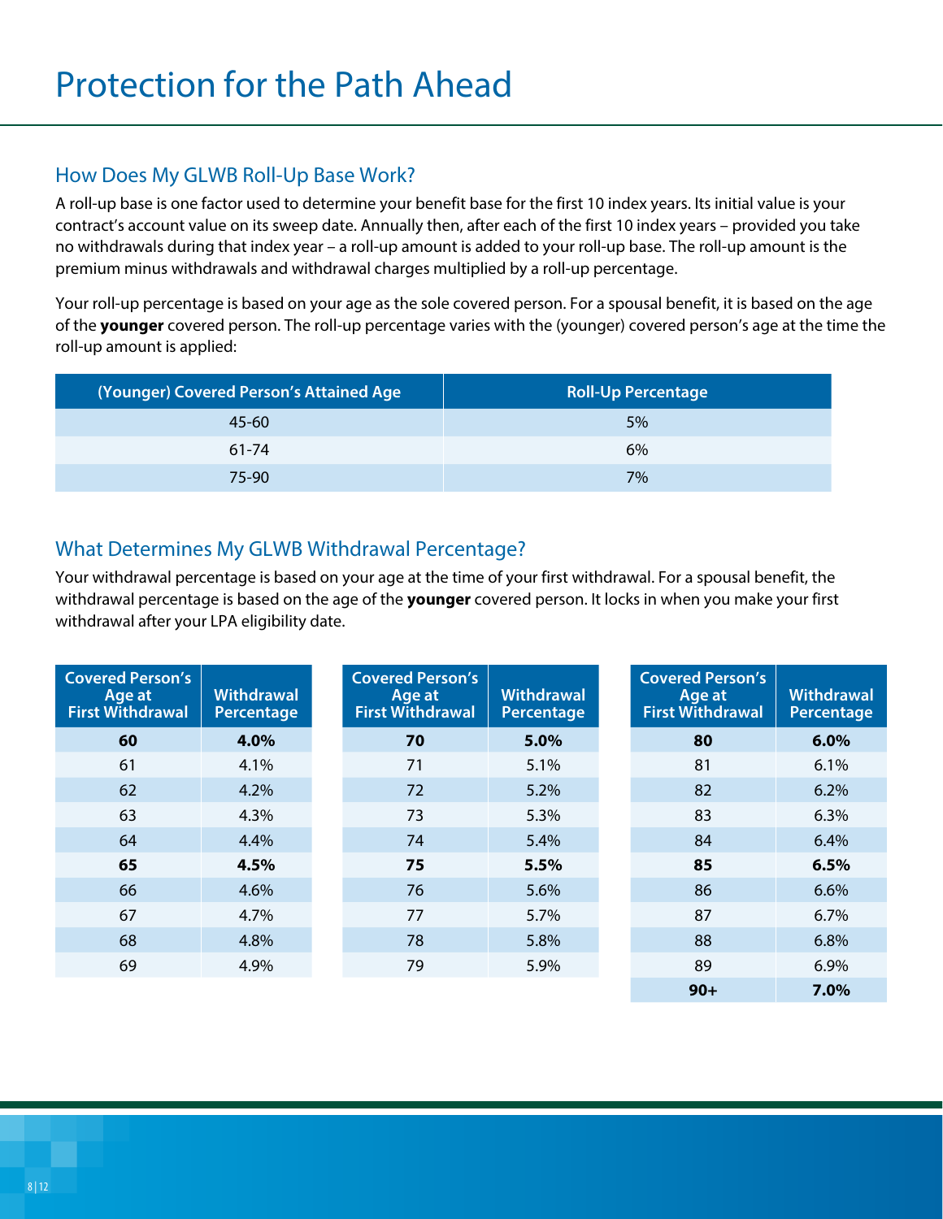# Protection for the Path Ahead

## How Does My GLWB Roll-Up Base Work?

A roll-up base is one factor used to determine your benefit base for the first 10 index years. Its initial value is your contract's account value on its sweep date. Annually then, after each of the first 10 index years – provided you take no withdrawals during that index year – a roll-up amount is added to your roll-up base. The roll-up amount is the premium minus withdrawals and withdrawal charges multiplied by a roll-up percentage.

Your roll-up percentage is based on your age as the sole covered person. For a spousal benefit, it is based on the age of the **younger** covered person. The roll-up percentage varies with the (younger) covered person's age at the time the roll-up amount is applied:

| (Younger) Covered Person's Attained Age | Roll-Up Percentage |
|---|---|
| 45-60 | 5% |
| 61-74 | 6% |
| 75-90 | 7% |

## What Determines My GLWB Withdrawal Percentage?

Your withdrawal percentage is based on your age at the time of your first withdrawal. For a spousal benefit, the withdrawal percentage is based on the age of the **younger** covered person. It locks in when you make your first withdrawal after your LPA eligibility date.

| Covered Person's Age at First Withdrawal | Withdrawal Percentage |
|---|---|
| **60** | **4.0%** |
| 61 | 4.1% |
| 62 | 4.2% |
| 63 | 4.3% |
| 64 | 4.4% |
| **65** | **4.5%** |
| 66 | 4.6% |
| 67 | 4.7% |
| 68 | 4.8% |
| 69 | 4.9% |

| Covered Person's Age at First Withdrawal | Withdrawal Percentage |
|---|---|
| **70** | **5.0%** |
| 71 | 5.1% |
| 72 | 5.2% |
| 73 | 5.3% |
| 74 | 5.4% |
| **75** | **5.5%** |
| 76 | 5.6% |
| 77 | 5.7% |
| 78 | 5.8% |
| 79 | 5.9% |

| Covered Person's Age at First Withdrawal | Withdrawal Percentage |
|---|---|
| **80** | **6.0%** |
| 81 | 6.1% |
| 82 | 6.2% |
| 83 | 6.3% |
| 84 | 6.4% |
| **85** | **6.5%** |
| 86 | 6.6% |
| 87 | 6.7% |
| 88 | 6.8% |
| 89 | 6.9% |
| **90+** | **7.0%** |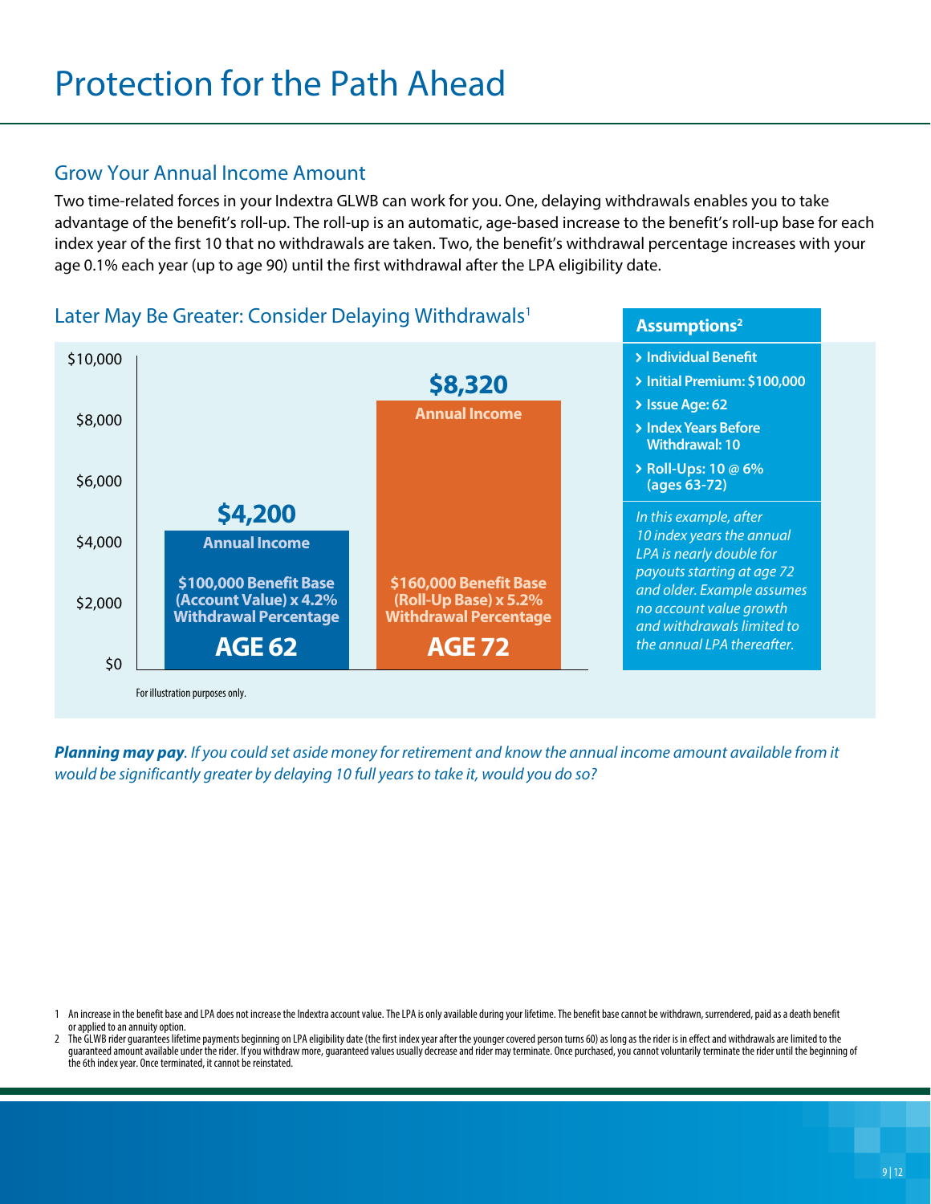# Protection for the Path Ahead

## Grow Your Annual Income Amount

Two time-related forces in your Indextra GLWB can work for you. One, delaying withdrawals enables you to take advantage of the benefit's roll-up. The roll-up is an automatic, age-based increase to the benefit's roll-up base for each index year of the first 10 that no withdrawals are taken. Two, the benefit's withdrawal percentage increases with your age 0.1% each year (up to age 90) until the first withdrawal after the LPA eligibility date.

## Later May Be Greater: Consider Delaying Withdrawals[1]

| | AGE 62 | AGE 72 |
|---|---|---|
| Annual Income | $4,200 | $8,320 |
| Calculation | $100,000 Benefit Base (Account Value) x 4.2% Withdrawal Percentage | $160,000 Benefit Base (Roll-Up Base) x 5.2% Withdrawal Percentage |

For illustration purposes only.

**Assumptions[2]**

- Individual Benefit
- Initial Premium: $100,000
- Issue Age: 62
- Index Years Before Withdrawal: 10
- Roll-Ups: 10 @ 6% (ages 63-72)

*In this example, after 10 index years the annual LPA is nearly double for payouts starting at age 72 and older. Example assumes no account value growth and withdrawals limited to the annual LPA thereafter.*

***Planning may pay****. If you could set aside money for retirement and know the annual income amount available from it would be significantly greater by delaying 10 full years to take it, would you do so?*

1 An increase in the benefit base and LPA does not increase the Indextra account value. The LPA is only available during your lifetime. The benefit base cannot be withdrawn, surrendered, paid as a death benefit or applied to an annuity option.

2 The GLWB rider guarantees lifetime payments beginning on LPA eligibility date (the first index year after the younger covered person turns 60) as long as the rider is in effect and withdrawals are limited to the guaranteed amount available under the rider. If you withdraw more, guaranteed values usually decrease and rider may terminate. Once purchased, you cannot voluntarily terminate the rider until the beginning of the 6th index year. Once terminated, it cannot be reinstated.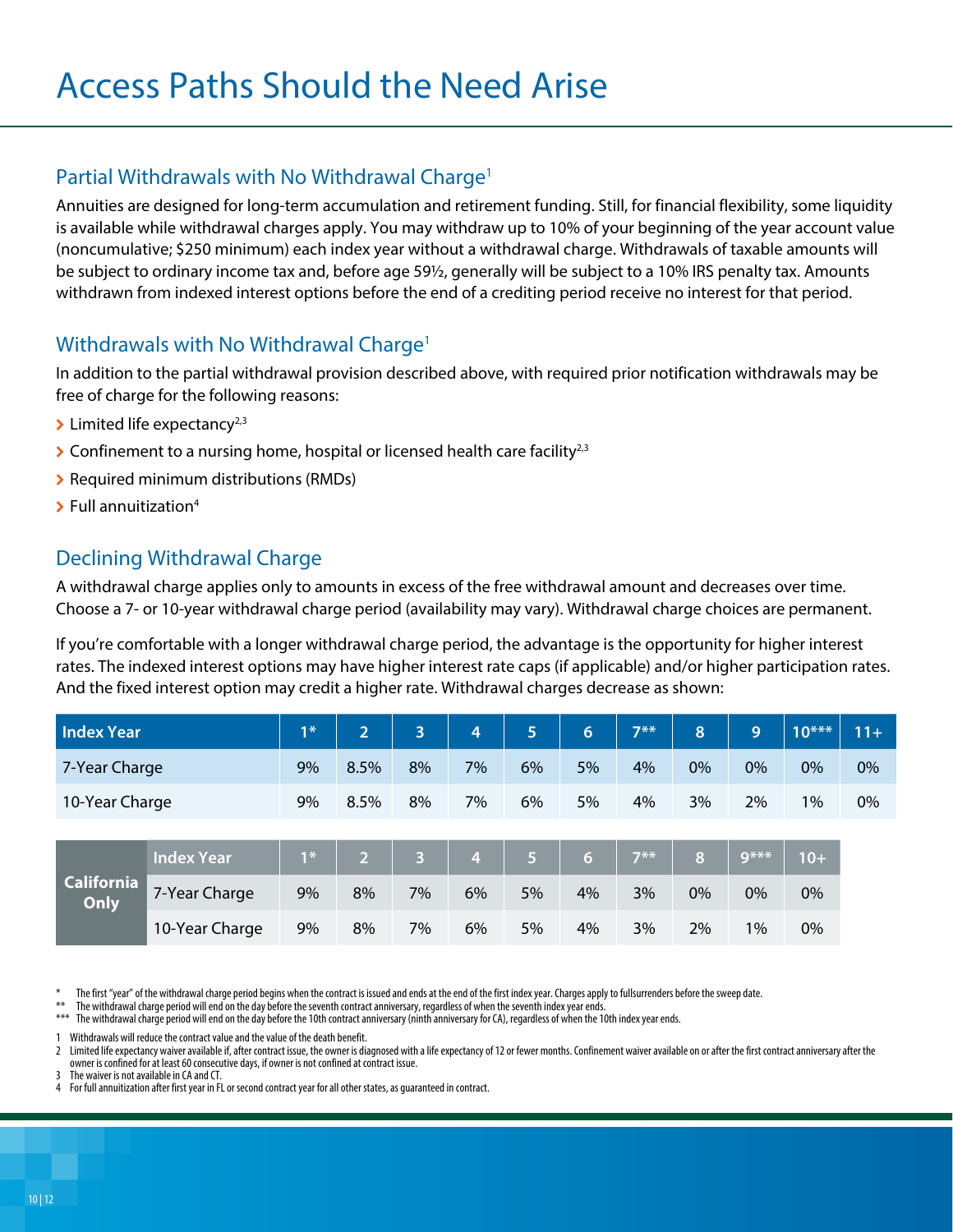# Access Paths Should the Need Arise

## Partial Withdrawals with No Withdrawal Charge[1]

Annuities are designed for long-term accumulation and retirement funding. Still, for financial flexibility, some liquidity is available while withdrawal charges apply. You may withdraw up to 10% of your beginning of the year account value (noncumulative; $250 minimum) each index year without a withdrawal charge. Withdrawals of taxable amounts will be subject to ordinary income tax and, before age 59½, generally will be subject to a 10% IRS penalty tax. Amounts withdrawn from indexed interest options before the end of a crediting period receive no interest for that period.

## Withdrawals with No Withdrawal Charge[1]

In addition to the partial withdrawal provision described above, with required prior notification withdrawals may be free of charge for the following reasons:

- Limited life expectancy[2,3]
- Confinement to a nursing home, hospital or licensed health care facility[2,3]
- Required minimum distributions (RMDs)
- Full annuitization[4]

## Declining Withdrawal Charge

A withdrawal charge applies only to amounts in excess of the free withdrawal amount and decreases over time. Choose a 7- or 10-year withdrawal charge period (availability may vary). Withdrawal charge choices are permanent.

If you're comfortable with a longer withdrawal charge period, the advantage is the opportunity for higher interest rates. The indexed interest options may have higher interest rate caps (if applicable) and/or higher participation rates. And the fixed interest option may credit a higher rate. Withdrawal charges decrease as shown:

| Index Year | 1* | 2 | 3 | 4 | 5 | 6 | 7** | 8 | 9 | 10*** | 11+ |
|---|---|---|---|---|---|---|---|---|---|---|---|
| 7-Year Charge | 9% | 8.5% | 8% | 7% | 6% | 5% | 4% | 0% | 0% | 0% | 0% |
| 10-Year Charge | 9% | 8.5% | 8% | 7% | 6% | 5% | 4% | 3% | 2% | 1% | 0% |

| California Only | Index Year | 1* | 2 | 3 | 4 | 5 | 6 | 7** | 8 | 9*** | 10+ |
|---|---|---|---|---|---|---|---|---|---|---|---|
| | 7-Year Charge | 9% | 8% | 7% | 6% | 5% | 4% | 3% | 0% | 0% | 0% |
| | 10-Year Charge | 9% | 8% | 7% | 6% | 5% | 4% | 3% | 2% | 1% | 0% |

\* The first "year" of the withdrawal charge period begins when the contract is issued and ends at the end of the first index year. Charges apply to fullsurrenders before the sweep date.

** The withdrawal charge period will end on the day before the seventh contract anniversary, regardless of when the seventh index year ends.

*** The withdrawal charge period will end on the day before the 10th contract anniversary (ninth anniversary for CA), regardless of when the 10th index year ends.

1 Withdrawals will reduce the contract value and the value of the death benefit.

2 Limited life expectancy waiver available if, after contract issue, the owner is diagnosed with a life expectancy of 12 or fewer months. Confinement waiver available on or after the first contract anniversary after the owner is confined for at least 60 consecutive days, if owner is not confined at contract issue.

3 The waiver is not available in CA and CT.

4 For full annuitization after first year in FL or second contract year for all other states, as guaranteed in contract.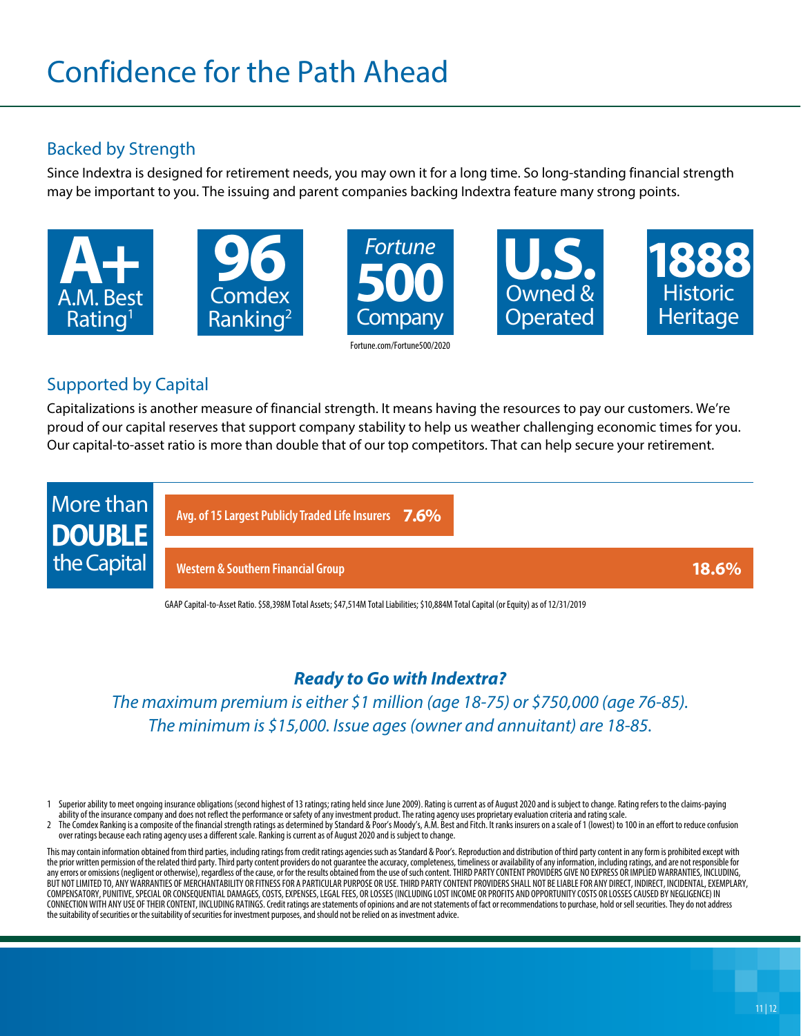# Confidence for the Path Ahead

## Backed by Strength

Since Indextra is designed for retirement needs, you may own it for a long time. So long-standing financial strength may be important to you. The issuing and parent companies backing Indextra feature many strong points.

**A+** A.M. Best Rating[1]

**96** Comdex Ranking[2]

*Fortune* **500** Company

Fortune.com/Fortune500/2020

**U.S.** Owned & Operated

**1888** Historic Heritage

## Supported by Capital

Capitalizations is another measure of financial strength. It means having the resources to pay our customers. We're proud of our capital reserves that support company stability to help us weather challenging economic times for you. Our capital-to-asset ratio is more than double that of our top competitors. That can help secure your retirement.

More than **DOUBLE** the Capital

| | |
|---|---|
| Avg. of 15 Largest Publicly Traded Life Insurers | 7.6% |
| Western & Southern Financial Group | 18.6% |

GAAP Capital-to-Asset Ratio. $58,398M Total Assets; $47,514M Total Liabilities; $10,884M Total Capital (or Equity) as of 12/31/2019

### *Ready to Go with Indextra?*

*The maximum premium is either $1 million (age 18-75) or $750,000 (age 76-85). The minimum is $15,000. Issue ages (owner and annuitant) are 18-85.*

1 Superior ability to meet ongoing insurance obligations (second highest of 13 ratings; rating held since June 2009). Rating is current as of August 2020 and is subject to change. Rating refers to the claims-paying ability of the insurance company and does not reflect the performance or safety of any investment product. The rating agency uses proprietary evaluation criteria and rating scale.

2 The Comdex Ranking is a composite of the financial strength ratings as determined by Standard & Poor's Moody's, A.M. Best and Fitch. It ranks insurers on a scale of 1 (lowest) to 100 in an effort to reduce confusion over ratings because each rating agency uses a different scale. Ranking is current as of August 2020 and is subject to change.

This may contain information obtained from third parties, including ratings from credit ratings agencies such as Standard & Poor's. Reproduction and distribution of third party content in any form is prohibited except with the prior written permission of the related third party. Third party content providers do not guarantee the accuracy, completeness, timeliness or availability of any information, including ratings, and are not responsible for any errors or omissions (negligent or otherwise), regardless of the cause, or for the results obtained from the use of such content. THIRD PARTY CONTENT PROVIDERS GIVE NO EXPRESS OR IMPLIED WARRANTIES, INCLUDING, BUT NOT LIMITED TO, ANY WARRANTIES OF MERCHANTABILITY OR FITNESS FOR A PARTICULAR PURPOSE OR USE. THIRD PARTY CONTENT PROVIDERS SHALL NOT BE LIABLE FOR ANY DIRECT, INDIRECT, INCIDENTAL, EXEMPLARY, COMPENSATORY, PUNITIVE, SPECIAL OR CONSEQUENTIAL DAMAGES, COSTS, EXPENSES, LEGAL FEES, OR LOSSES (INCLUDING LOST INCOME OR PROFITS AND OPPORTUNITY COSTS OR LOSSES CAUSED BY NEGLIGENCE) IN CONNECTION WITH ANY USE OF THEIR CONTENT, INCLUDING RATINGS. Credit ratings are statements of opinions and are not statements of fact or recommendations to purchase, hold or sell securities. They do not address the suitability of securities or the suitability of securities for investment purposes, and should not be relied on as investment advice.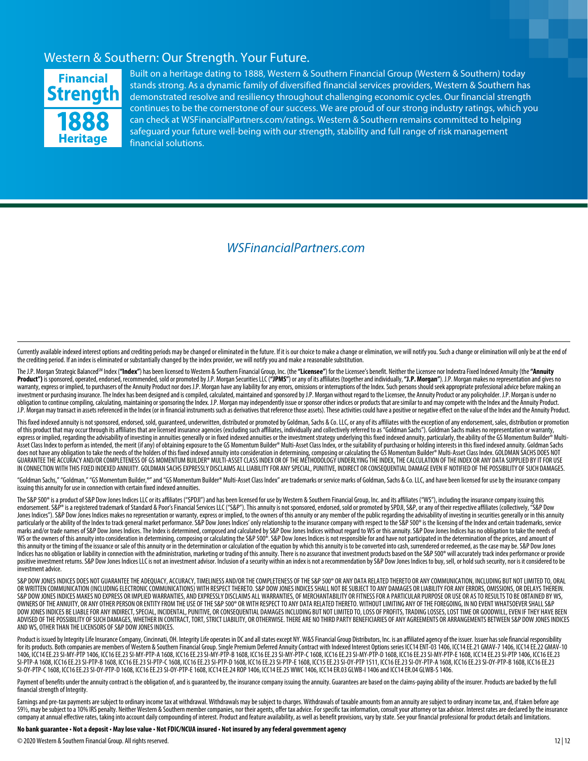## Western & Southern: Our Strength. Your Future.

**Financial Strength**
**1888 Heritage**

Built on a heritage dating to 1888, Western & Southern Financial Group (Western & Southern) today stands strong. As a dynamic family of diversified financial services providers, Western & Southern has demonstrated resolve and resiliency throughout challenging economic cycles. Our financial strength continues to be the cornerstone of our success. We are proud of our strong industry ratings, which you can check at WSFinancialPartners.com/ratings. Western & Southern remains committed to helping safeguard your future well-being with our strength, stability and full range of risk management financial solutions.

*WSFinancialPartners.com*

Currently available indexed interest options and crediting periods may be changed or eliminated in the future. If it is our choice to make a change or elimination, we will notify you. Such a change or elimination will only be at the end of the crediting period. If an index is eliminated or substantially changed by the index provider, we will notify you and make a reasonable substitution.

The J.P. Morgan Strategic Balanced℠ Index (**"Index"**) has been licensed to Western & Southern Financial Group, Inc. (the **"Licensee"**) for the Licensee's benefit. Neither the Licensee nor Indextra Fixed Indexed Annuity (the **"Annuity Product")** is sponsored, operated, endorsed, recommended, sold or promoted by J.P. Morgan Securities LLC (**"JPMS"**) or any of its affiliates (together and individually, **"J.P. Morgan"**). J.P. Morgan makes no representation and gives no warranty, express or implied, to purchasers of the Annuity Product nor does J.P. Morgan have any liability for any errors, omissions or interruptions of the Index. Such persons should seek appropriate professional advice before making an investment or purchasing insurance. The Index has been designed and is compiled, calculated, maintained and sponsored by J.P. Morgan without regard to the Licensee, the Annuity Product or any policyholder. J.P. Morgan is under no obligation to continue compiling, calculating, maintaining or sponsoring the Index. J.P. Morgan may independently issue or sponsor other indices or products that are similar to and may compete with the Index and the Annuity Product. J.P. Morgan may transact in assets referenced in the Index (or in financial instruments such as derivatives that reference those assets). These activities could have a positive or negative effect on the value of the Index and the Annuity Product.

This fixed indexed annuity is not sponsored, endorsed, sold, guaranteed, underwritten, distributed or promoted by Goldman, Sachs & Co. LLC, or any of its affiliates with the exception of any endorsement, sales, distribution or promotion of this product that may occur through its affiliates that are licensed insurance agencies (excluding such affiliates, individually and collectively referred to as "Goldman Sachs"). Goldman Sachs makes no representation or warranty, express or implied, regarding the advisability of investing in annuities generally or in fixed indexed annuities or the investment strategy underlying this fixed indexed annuity, particularly, the ability of the GS Momentum Builder® Multi-Asset Class Index to perform as intended, the merit (if any) of obtaining exposure to the GS Momentum Builder® Multi-Asset Class Index, or the suitability of purchasing or holding interests in this fixed indexed annuity. Goldman Sachs does not have any obligation to take the needs of the holders of this fixed indexed annuity into consideration in determining, composing or calculating the GS Momentum Builder® Multi-Asset Class Index. GOLDMAN SACHS DOES NOT GUARANTEE THE ACCURACY AND/OR COMPLETENESS OF GS MOMENTUM BUILDER® MULTI-ASSET CLASS INDEX OR OF THE METHODOLOGY UNDERLYING THE INDEX, THE CALCULATION OF THE INDEX OR ANY DATA SUPPLIED BY IT FOR USE IN CONNECTION WITH THIS FIXED INDEXED ANNUITY. GOLDMAN SACHS EXPRESSLY DISCLAIMS ALL LIABILITY FOR ANY SPECIAL, PUNITIVE, INDIRECT OR CONSEQUENTIAL DAMAGE EVEN IF NOTIFIED OF THE POSSIBILITY OF SUCH DAMAGES.

"Goldman Sachs," "Goldman," "GS Momentum Builder,®" and "GS Momentum Builder® Multi-Asset Class Index" are trademarks or service marks of Goldman, Sachs & Co. LLC, and have been licensed for use by the insurance company issuing this annuity for use in connection with certain fixed indexed annuities.

The S&P 500® is a product of S&P Dow Jones Indices LLC or its affiliates ("SPDJI") and has been licensed for use by Western & Southern Financial Group, Inc. and its affiliates ("WS"), including the insurance company issuing this endorsement. S&P® is a registered trademark of Standard & Poor's Financial Services LLC ("S&P"). This annuity is not sponsored, endorsed, sold or promoted by SPDJI, S&P, or any of their respective affiliates (collectively, "S&P Dow Jones Indices"). S&P Dow Jones Indices makes no representation or warranty, express or implied, to the owners of this annuity or any member of the public regarding the advisability of investing in securities generally or in this annuity particularly or the ability of the Index to track general market performance. S&P Dow Jones Indices' only relationship to the insurance company with respect to the S&P 500® is the licensing of the Index and certain trademarks, service marks and/or trade names of S&P Dow Jones Indices. The Index is determined, composed and calculated by S&P Dow Jones Indices without regard to WS or this annuity. S&P Dow Jones Indices has no obligation to take the needs of WS or the owners of this annuity into consideration in determining, composing or calculating the S&P 500®. S&P Dow Jones Indices is not responsible for and have not participated in the determination of the prices, and amount of this annuity or the timing of the issuance or sale of this annuity or in the determination or calculation of the equation by which this annuity is to be converted into cash, surrendered or redeemed, as the case may be. S&P Dow Jones Indices has no obligation or liability in connection with the administration, marketing or trading of this annuity. There is no assurance that investment products based on the S&P 500® will accurately track index performance or provide positive investment returns. S&P Dow Jones Indices LLC is not an investment advisor. Inclusion of a security within an index is not a recommendation by S&P Dow Jones Indices to buy, sell, or hold such security, nor is it considered to be investment advice.

S&P DOW JONES INDICES DOES NOT GUARANTEE THE ADEQUACY, ACCURACY, TIMELINESS AND/OR THE COMPLETENESS OF THE S&P 500® OR ANY DATA RELATED THERETO OR ANY COMMUNICATION, INCLUDING BUT NOT LIMITED TO, ORAL OR WRITTEN COMMUNICATION (INCLUDING ELECTRONIC COMMUNICATIONS) WITH RESPECT THERETO. S&P DOW JONES INDICES SHALL NOT BE SUBJECT TO ANY DAMAGES OR LIABILITY FOR ANY ERRORS, OMISSIONS, OR DELAYS THEREIN. S&P DOW JONES INDICES MAKES NO EXPRESS OR IMPLIED WARRANTIES, AND EXPRESSLY DISCLAIMS ALL WARRANTIES, OF MERCHANTABILITY OR FITNESS FOR A PARTICULAR PURPOSE OR USE OR AS TO RESULTS TO BE OBTAINED BY WS, OWNERS OF THE ANNUITY, OR ANY OTHER PERSON OR ENTITY FROM THE USE OF THE S&P 500® OR WITH RESPECT TO ANY DATA RELATED THERETO. WITHOUT LIMITING ANY OF THE FOREGOING, IN NO EVENT WHATSOEVER SHALL S&P DOW JONES INDICES BE LIABLE FOR ANY INDIRECT, SPECIAL, INCIDENTAL, PUNITIVE, OR CONSEQUENTIAL DAMAGES INCLUDING BUT NOT LIMITED TO, LOSS OF PROFITS, TRADING LOSSES, LOST TIME OR GOODWILL, EVEN IF THEY HAVE BEEN ADVISED OF THE POSSIBILITY OF SUCH DAMAGES, WHETHER IN CONTRACT, TORT, STRICT LIABILITY, OR OTHERWISE. THERE ARE NO THIRD PARTY BENEFICIARIES OF ANY AGREEMENTS OR ARRANGEMENTS BETWEEN S&P DOW JONES INDICES AND WS, OTHER THAN THE LICENSORS OF S&P DOW JONES INDICES.

Product is issued by Integrity Life Insurance Company, Cincinnati, OH. Integrity Life operates in DC and all states except NY. W&S Financial Group Distributors, Inc. is an affiliated agency of the issuer. Issuer has sole financial responsibility for its products. Both companies are members of Western & Southern Financial Group. Single Premium Deferred Annuity Contract with Indexed Interest Options series ICC14 ENT-03 1406, ICC14 EE.21 GMAV-7 1406, ICC14 EE.22 GMAV-10 1406, ICC14 EE.23 SI-MY-PTP 1406, ICC16 EE.23 SI-MY-PTP-A 1608, ICC16 EE.23 SI-MY-PTP-B 1608, ICC16 EE.23 SI-MY-PTP-C 1608, ICC16 EE.23 SI-MY-PTP-D 1608, ICC16 EE.23 SI-MY-PTP-E 1608, ICC14 EE.23 SI-PTP 1406, ICC16 EE.23 SI-PTP-A 1608, ICC16 EE.23 SI-PTP-B 1608, ICC16 EE.23 SI-PTP-C 1608, ICC16 EE.23 SI-PTP-D 1608, ICC16 EE.23 SI-PTP-E 1608, ICC15 EE.23 SI-OY-PTP 1511, ICC16 EE.23 SI-OY-PTP-A 1608, ICC16 EE.23 SI-OY-PTP-B 1608, ICC16 EE.23 SI-OY-PTP-C 1608, ICC16 EE.23 SI-OY-PTP-D 1608, ICC16 EE.23 SI-OY-PTP-E 1608, ICC14 EE.24 ROP 1406, ICC14 EE.25 WWC 1406, ICC14 ER.03 GLWB-I 1406 and ICC14 ER.04 GLWB-S 1406.

Payment of benefits under the annuity contract is the obligation of, and is guaranteed by, the insurance company issuing the annuity. Guarantees are based on the claims-paying ability of the insurer. Products are backed by the full financial strength of Integrity.

Earnings and pre-tax payments are subject to ordinary income tax at withdrawal. Withdrawals may be subject to charges. Withdrawals of taxable amounts from an annuity are subject to ordinary income tax, and, if taken before age 59½, may be subject to a 10% IRS penalty. Neither Western & Southern member companies, nor their agents, offer tax advice. For specific tax information, consult your attorney or tax advisor. Interest rates are declared by the insurance company at annual effective rates, taking into account daily compounding of interest. Product and feature availability, as well as benefit provisions, vary by state. See your financial professional for product details and limitations.

**No bank guarantee • Not a deposit • May lose value • Not FDIC/NCUA insured • Not insured by any federal government agency**

© 2020 Western & Southern Financial Group. All rights reserved.